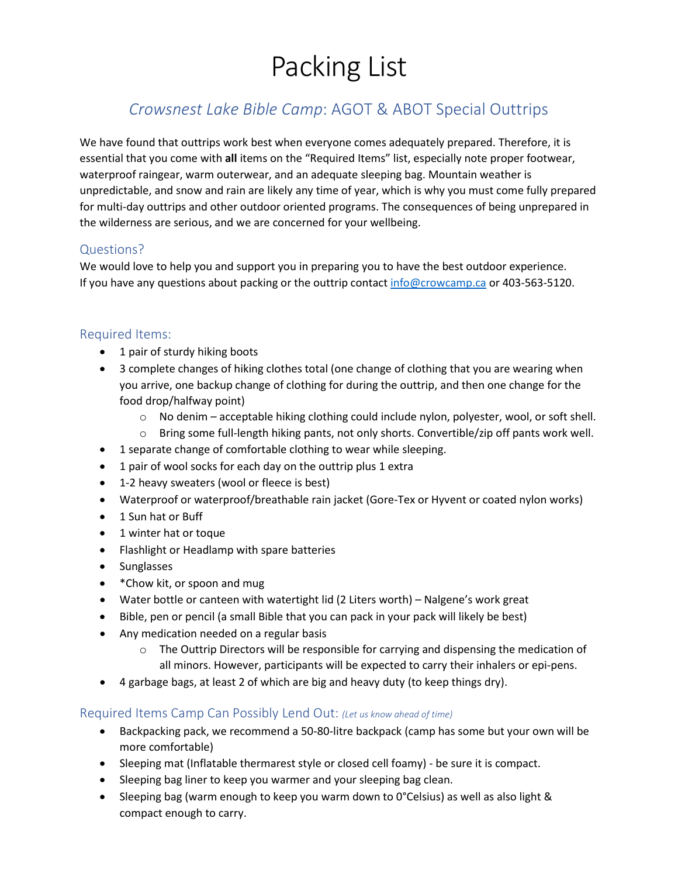# Packing List

## *Crowsnest Lake Bible Camp*: AGOT & ABOT Special Outtrips

We have found that outtrips work best when everyone comes adequately prepared. Therefore, it is essential that you come with **all** items on the "Required Items" list, especially note proper footwear, waterproof raingear, warm outerwear, and an adequate sleeping bag. Mountain weather is unpredictable, and snow and rain are likely any time of year, which is why you must come fully prepared for multi-day outtrips and other outdoor oriented programs. The consequences of being unprepared in the wilderness are serious, and we are concerned for your wellbeing.

### Questions?

We would love to help you and support you in preparing you to have the best outdoor experience. If you have any questions about packing or the outtrip contact info@crowcamp.ca or 403-563-5120.

### Required Items:

- 1 pair of sturdy hiking boots
- 3 complete changes of hiking clothes total (one change of clothing that you are wearing when you arrive, one backup change of clothing for during the outtrip, and then one change for the food drop/halfway point)
  - No denim – acceptable hiking clothing could include nylon, polyester, wool, or soft shell.
  - Bring some full-length hiking pants, not only shorts. Convertible/zip off pants work well.
- 1 separate change of comfortable clothing to wear while sleeping.
- 1 pair of wool socks for each day on the outtrip plus 1 extra
- 1-2 heavy sweaters (wool or fleece is best)
- Waterproof or waterproof/breathable rain jacket (Gore-Tex or Hyvent or coated nylon works)
- 1 Sun hat or Buff
- 1 winter hat or toque
- Flashlight or Headlamp with spare batteries
- Sunglasses
- *Chow kit, or spoon and mug
- Water bottle or canteen with watertight lid (2 Liters worth) – Nalgene's work great
- Bible, pen or pencil (a small Bible that you can pack in your pack will likely be best)
- Any medication needed on a regular basis
  - The Outtrip Directors will be responsible for carrying and dispensing the medication of all minors. However, participants will be expected to carry their inhalers or epi-pens.
- 4 garbage bags, at least 2 of which are big and heavy duty (to keep things dry).

### Required Items Camp Can Possibly Lend Out: *(Let us know ahead of time)*

- Backpacking pack, we recommend a 50-80-litre backpack (camp has some but your own will be more comfortable)
- Sleeping mat (Inflatable thermarest style or closed cell foamy) - be sure it is compact.
- Sleeping bag liner to keep you warmer and your sleeping bag clean.
- Sleeping bag (warm enough to keep you warm down to 0°Celsius) as well as also light & compact enough to carry.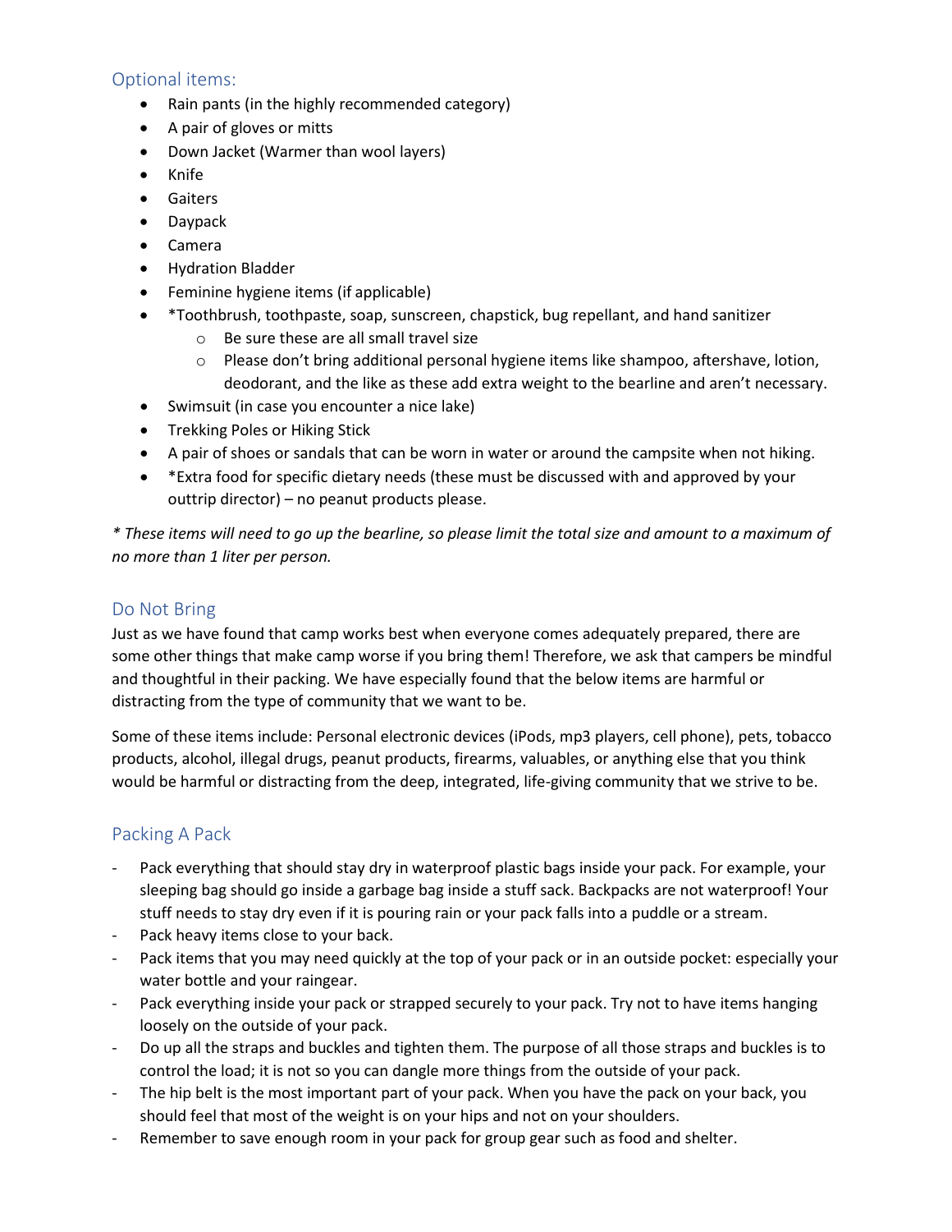## Optional items:

- Rain pants (in the highly recommended category)
- A pair of gloves or mitts
- Down Jacket (Warmer than wool layers)
- Knife
- Gaiters
- Daypack
- Camera
- Hydration Bladder
- Feminine hygiene items (if applicable)
- *Toothbrush, toothpaste, soap, sunscreen, chapstick, bug repellant, and hand sanitizer
    - Be sure these are all small travel size
    - Please don't bring additional personal hygiene items like shampoo, aftershave, lotion, deodorant, and the like as these add extra weight to the bearline and aren't necessary.
- Swimsuit (in case you encounter a nice lake)
- Trekking Poles or Hiking Stick
- A pair of shoes or sandals that can be worn in water or around the campsite when not hiking.
- *Extra food for specific dietary needs (these must be discussed with and approved by your outtrip director) – no peanut products please.

*\* These items will need to go up the bearline, so please limit the total size and amount to a maximum of no more than 1 liter per person.*

## Do Not Bring

Just as we have found that camp works best when everyone comes adequately prepared, there are some other things that make camp worse if you bring them! Therefore, we ask that campers be mindful and thoughtful in their packing. We have especially found that the below items are harmful or distracting from the type of community that we want to be.

Some of these items include: Personal electronic devices (iPods, mp3 players, cell phone), pets, tobacco products, alcohol, illegal drugs, peanut products, firearms, valuables, or anything else that you think would be harmful or distracting from the deep, integrated, life-giving community that we strive to be.

## Packing A Pack

- Pack everything that should stay dry in waterproof plastic bags inside your pack. For example, your sleeping bag should go inside a garbage bag inside a stuff sack. Backpacks are not waterproof! Your stuff needs to stay dry even if it is pouring rain or your pack falls into a puddle or a stream.
- Pack heavy items close to your back.
- Pack items that you may need quickly at the top of your pack or in an outside pocket: especially your water bottle and your raingear.
- Pack everything inside your pack or strapped securely to your pack. Try not to have items hanging loosely on the outside of your pack.
- Do up all the straps and buckles and tighten them. The purpose of all those straps and buckles is to control the load; it is not so you can dangle more things from the outside of your pack.
- The hip belt is the most important part of your pack. When you have the pack on your back, you should feel that most of the weight is on your hips and not on your shoulders.
- Remember to save enough room in your pack for group gear such as food and shelter.